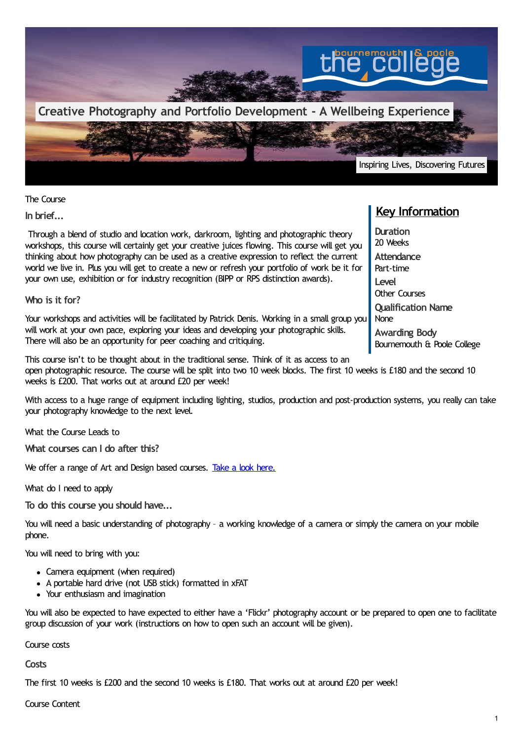# Creative Photography and Portfolio Development - A Wellbeing Experience

Inspiring Lives, Discovering Futures

The Course

## In brief...

Through a blend of studio and location work, darkroom, lighting and photographic theory workshops, this course will certainly get your creative juices flowing. This course will get you thinking about how photography can be used as a creative expression to reflect the current world we live in. Plus you will get to create a new or refresh your portfolio of work be it for your own use, exhibition or for industry recognition (BIPP or RPS distinction awards).

## Who is it for?

Your workshops and activities will be facilitated by Patrick Denis. Working in a small group you will work at your own pace, exploring your ideas and developing your photographic skills. There will also be an opportunity for peer coaching and critiquing.

This course isn't to be thought about in the traditional sense. Think of it as access to an open photographic resource. The course will be split into two 10 week blocks. The first 10 weeks is £180 and the second 10 weeks is £200. That works out at around £20 per week!

With access to a huge range of equipment including lighting, studios, production and post-production systems, you really can take your photography knowledge to the next level.

## Key Information

**Duration**
20 Weeks

**Attendance**
Part-time

**Level**
Other Courses

**Qualification Name**
None

**Awarding Body**
Bournemouth & Poole College

What the Course Leads to

## What courses can I do after this?

We offer a range of Art and Design based courses. [Take a look here.]

What do I need to apply

## To do this course you should have...

You will need a basic understanding of photography – a working knowledge of a camera or simply the camera on your mobile phone.

You will need to bring with you:

- Camera equipment (when required)
- A portable hard drive (not USB stick) formatted in xFAT
- Your enthusiasm and imagination

You will also be expected to have expected to either have a 'Flickr' photography account or be prepared to open one to facilitate group discussion of your work (instructions on how to open such an account will be given).

Course costs

## Costs

The first 10 weeks is £200 and the second 10 weeks is £180. That works out at around £20 per week!

Course Content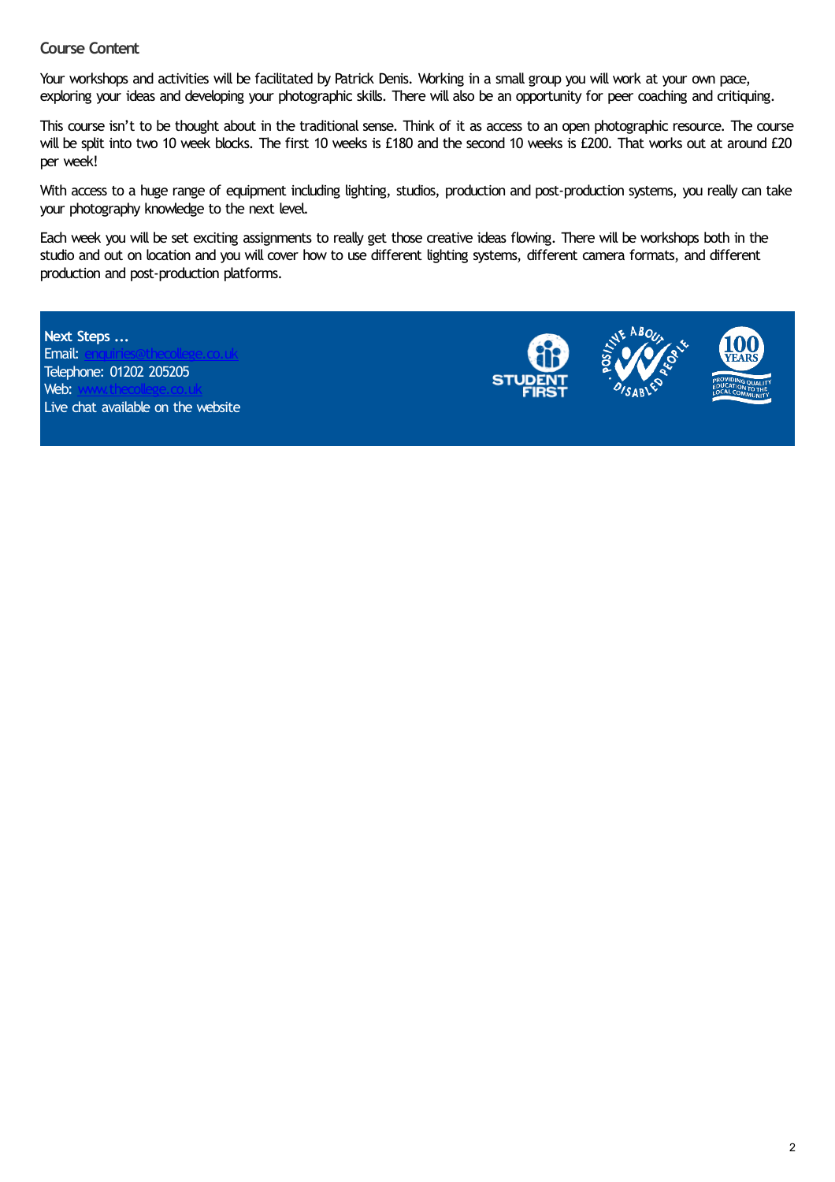## Course Content

Your workshops and activities will be facilitated by Patrick Denis. Working in a small group you will work at your own pace, exploring your ideas and developing your photographic skills. There will also be an opportunity for peer coaching and critiquing.

This course isn't to be thought about in the traditional sense. Think of it as access to an open photographic resource. The course will be split into two 10 week blocks. The first 10 weeks is £180 and the second 10 weeks is £200. That works out at around £20 per week!

With access to a huge range of equipment including lighting, studios, production and post-production systems, you really can take your photography knowledge to the next level.

Each week you will be set exciting assignments to really get those creative ideas flowing. There will be workshops both in the studio and out on location and you will cover how to use different lighting systems, different camera formats, and different production and post-production platforms.

**Next Steps ...**
Email: enquiries@thecollege.co.uk
Telephone: 01202 205205
Web: www.thecollege.co.uk
Live chat available on the website